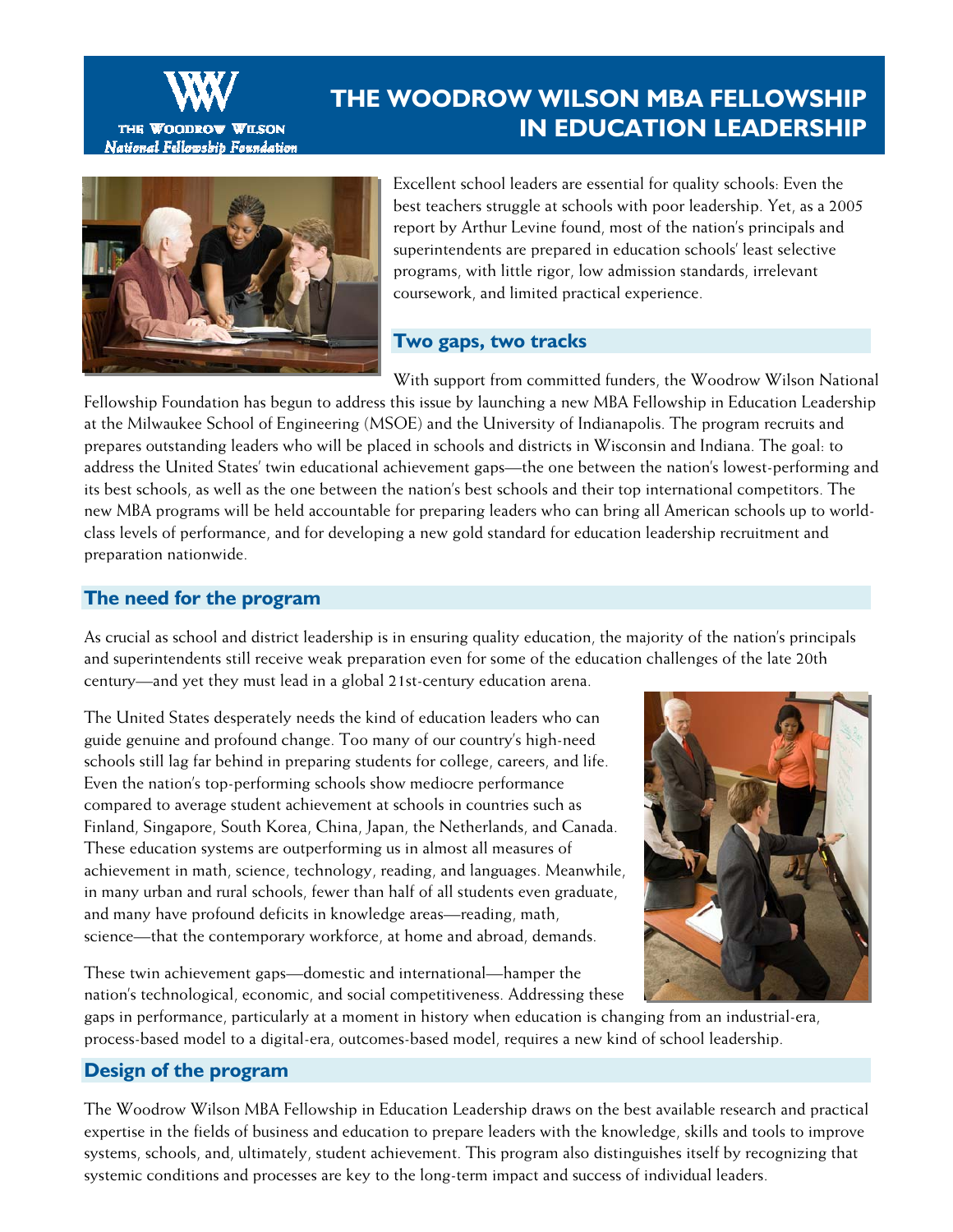THE WOODROW WILSON
National Fellowship Foundation

# THE WOODROW WILSON MBA FELLOWSHIP IN EDUCATION LEADERSHIP

Excellent school leaders are essential for quality schools: Even the best teachers struggle at schools with poor leadership. Yet, as a 2005 report by Arthur Levine found, most of the nation's principals and superintendents are prepared in education schools' least selective programs, with little rigor, low admission standards, irrelevant coursework, and limited practical experience.

## Two gaps, two tracks

With support from committed funders, the Woodrow Wilson National Fellowship Foundation has begun to address this issue by launching a new MBA Fellowship in Education Leadership at the Milwaukee School of Engineering (MSOE) and the University of Indianapolis. The program recruits and prepares outstanding leaders who will be placed in schools and districts in Wisconsin and Indiana. The goal: to address the United States' twin educational achievement gaps—the one between the nation's lowest-performing and its best schools, as well as the one between the nation's best schools and their top international competitors. The new MBA programs will be held accountable for preparing leaders who can bring all American schools up to world-class levels of performance, and for developing a new gold standard for education leadership recruitment and preparation nationwide.

## The need for the program

As crucial as school and district leadership is in ensuring quality education, the majority of the nation's principals and superintendents still receive weak preparation even for some of the education challenges of the late 20th century—and yet they must lead in a global 21st-century education arena.

The United States desperately needs the kind of education leaders who can guide genuine and profound change. Too many of our country's high-need schools still lag far behind in preparing students for college, careers, and life. Even the nation's top-performing schools show mediocre performance compared to average student achievement at schools in countries such as Finland, Singapore, South Korea, China, Japan, the Netherlands, and Canada. These education systems are outperforming us in almost all measures of achievement in math, science, technology, reading, and languages. Meanwhile, in many urban and rural schools, fewer than half of all students even graduate, and many have profound deficits in knowledge areas—reading, math, science—that the contemporary workforce, at home and abroad, demands.

These twin achievement gaps—domestic and international—hamper the nation's technological, economic, and social competitiveness. Addressing these gaps in performance, particularly at a moment in history when education is changing from an industrial-era, process-based model to a digital-era, outcomes-based model, requires a new kind of school leadership.

## Design of the program

The Woodrow Wilson MBA Fellowship in Education Leadership draws on the best available research and practical expertise in the fields of business and education to prepare leaders with the knowledge, skills and tools to improve systems, schools, and, ultimately, student achievement. This program also distinguishes itself by recognizing that systemic conditions and processes are key to the long-term impact and success of individual leaders.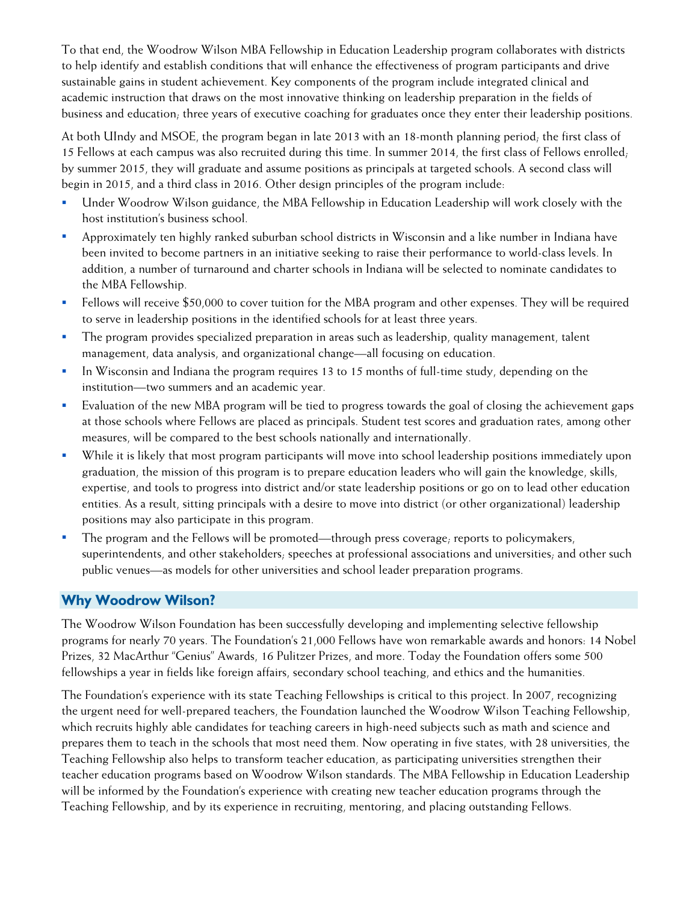To that end, the Woodrow Wilson MBA Fellowship in Education Leadership program collaborates with districts to help identify and establish conditions that will enhance the effectiveness of program participants and drive sustainable gains in student achievement. Key components of the program include integrated clinical and academic instruction that draws on the most innovative thinking on leadership preparation in the fields of business and education; three years of executive coaching for graduates once they enter their leadership positions.

At both UIndy and MSOE, the program began in late 2013 with an 18-month planning period; the first class of 15 Fellows at each campus was also recruited during this time. In summer 2014, the first class of Fellows enrolled; by summer 2015, they will graduate and assume positions as principals at targeted schools. A second class will begin in 2015, and a third class in 2016. Other design principles of the program include:

- Under Woodrow Wilson guidance, the MBA Fellowship in Education Leadership will work closely with the host institution's business school.
- Approximately ten highly ranked suburban school districts in Wisconsin and a like number in Indiana have been invited to become partners in an initiative seeking to raise their performance to world-class levels. In addition, a number of turnaround and charter schools in Indiana will be selected to nominate candidates to the MBA Fellowship.
- Fellows will receive $50,000 to cover tuition for the MBA program and other expenses. They will be required to serve in leadership positions in the identified schools for at least three years.
- The program provides specialized preparation in areas such as leadership, quality management, talent management, data analysis, and organizational change—all focusing on education.
- In Wisconsin and Indiana the program requires 13 to 15 months of full-time study, depending on the institution—two summers and an academic year.
- Evaluation of the new MBA program will be tied to progress towards the goal of closing the achievement gaps at those schools where Fellows are placed as principals. Student test scores and graduation rates, among other measures, will be compared to the best schools nationally and internationally.
- While it is likely that most program participants will move into school leadership positions immediately upon graduation, the mission of this program is to prepare education leaders who will gain the knowledge, skills, expertise, and tools to progress into district and/or state leadership positions or go on to lead other education entities. As a result, sitting principals with a desire to move into district (or other organizational) leadership positions may also participate in this program.
- The program and the Fellows will be promoted—through press coverage; reports to policymakers, superintendents, and other stakeholders; speeches at professional associations and universities; and other such public venues—as models for other universities and school leader preparation programs.

## Why Woodrow Wilson?

The Woodrow Wilson Foundation has been successfully developing and implementing selective fellowship programs for nearly 70 years. The Foundation's 21,000 Fellows have won remarkable awards and honors: 14 Nobel Prizes, 32 MacArthur "Genius" Awards, 16 Pulitzer Prizes, and more. Today the Foundation offers some 500 fellowships a year in fields like foreign affairs, secondary school teaching, and ethics and the humanities.

The Foundation's experience with its state Teaching Fellowships is critical to this project. In 2007, recognizing the urgent need for well-prepared teachers, the Foundation launched the Woodrow Wilson Teaching Fellowship, which recruits highly able candidates for teaching careers in high-need subjects such as math and science and prepares them to teach in the schools that most need them. Now operating in five states, with 28 universities, the Teaching Fellowship also helps to transform teacher education, as participating universities strengthen their teacher education programs based on Woodrow Wilson standards. The MBA Fellowship in Education Leadership will be informed by the Foundation's experience with creating new teacher education programs through the Teaching Fellowship, and by its experience in recruiting, mentoring, and placing outstanding Fellows.